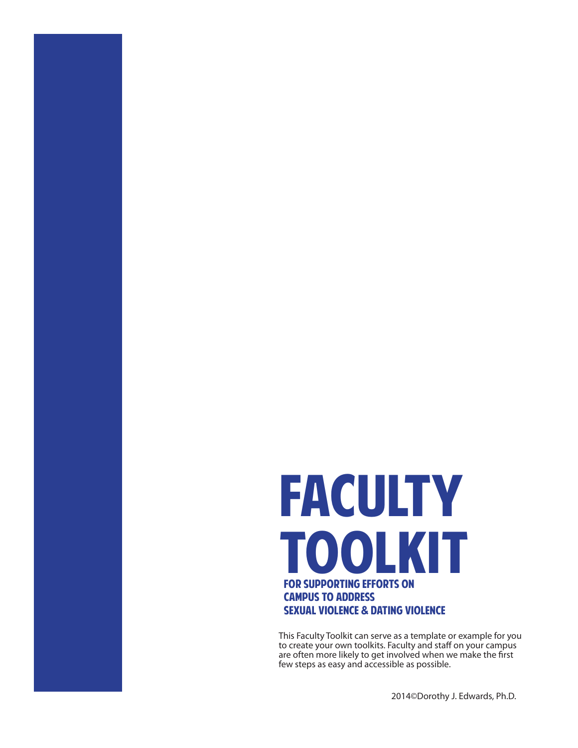# FACULTY TOOLKIT

## FOR SUPPORTING EFFORTS ON CAMPUS TO ADDRESS SEXUAL VIOLENCE & DATING VIOLENCE

This Faculty Toolkit can serve as a template or example for you to create your own toolkits. Faculty and staff on your campus are often more likely to get involved when we make the first few steps as easy and accessible as possible.

2014©Dorothy J. Edwards, Ph.D.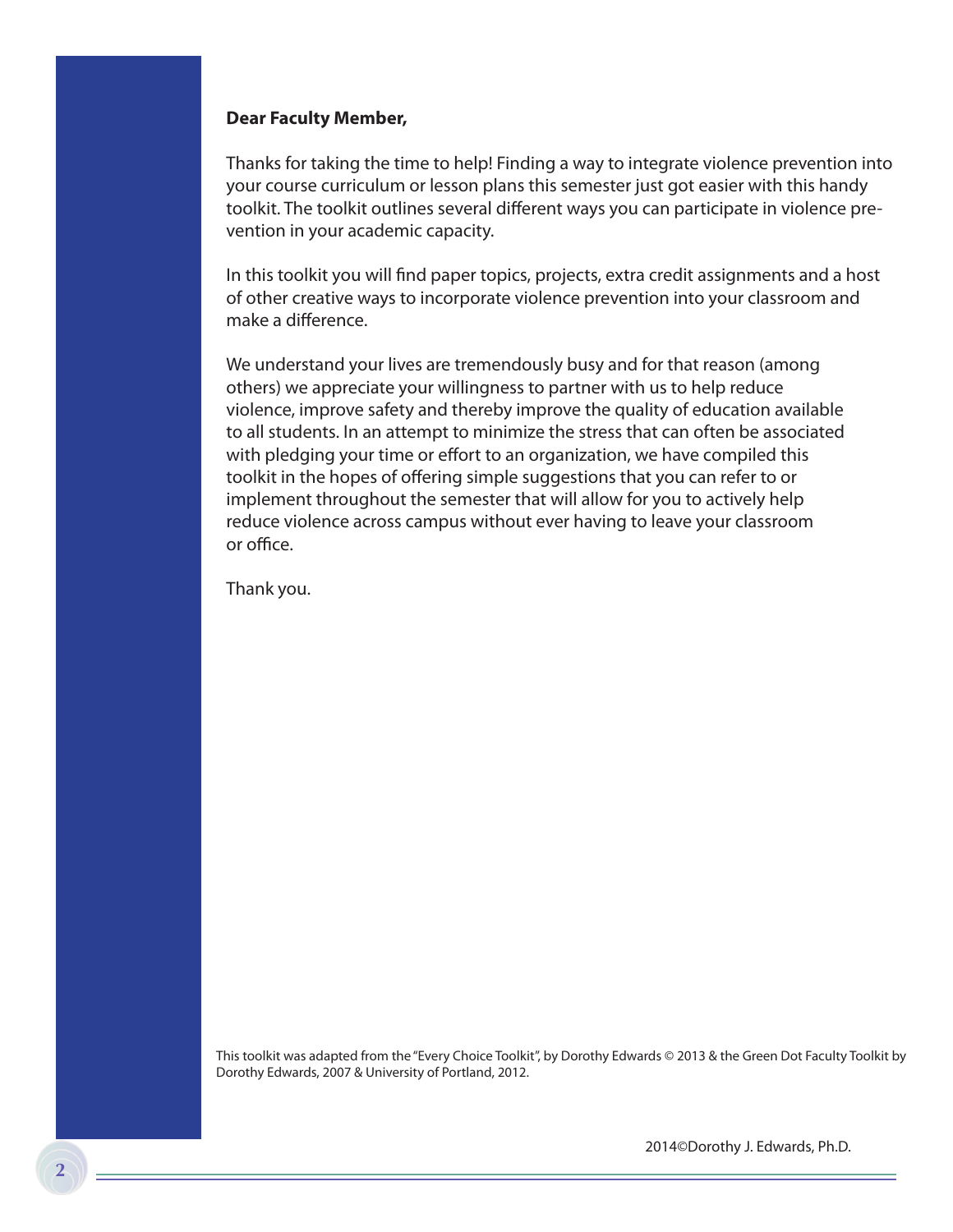**Dear Faculty Member,**

Thanks for taking the time to help! Finding a way to integrate violence prevention into your course curriculum or lesson plans this semester just got easier with this handy toolkit. The toolkit outlines several different ways you can participate in violence prevention in your academic capacity.

In this toolkit you will find paper topics, projects, extra credit assignments and a host of other creative ways to incorporate violence prevention into your classroom and make a difference.

We understand your lives are tremendously busy and for that reason (among others) we appreciate your willingness to partner with us to help reduce violence, improve safety and thereby improve the quality of education available to all students. In an attempt to minimize the stress that can often be associated with pledging your time or effort to an organization, we have compiled this toolkit in the hopes of offering simple suggestions that you can refer to or implement throughout the semester that will allow for you to actively help reduce violence across campus without ever having to leave your classroom or office.

Thank you.

This toolkit was adapted from the "Every Choice Toolkit", by Dorothy Edwards © 2013 & the Green Dot Faculty Toolkit by Dorothy Edwards, 2007 & University of Portland, 2012.

2014©Dorothy J. Edwards, Ph.D.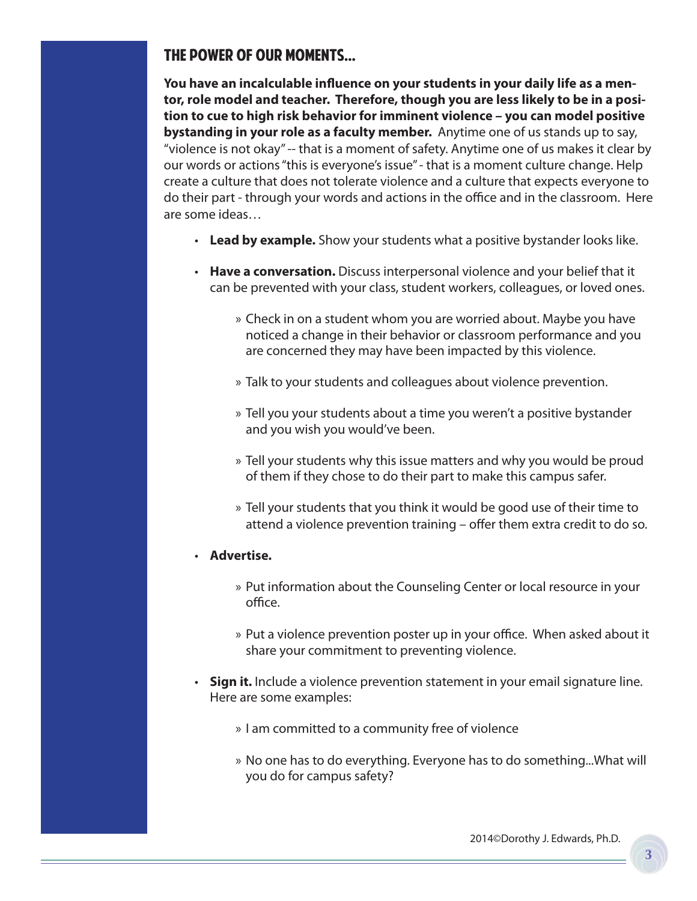## THE POWER OF OUR MOMENTS…

**You have an incalculable influence on your students in your daily life as a mentor, role model and teacher. Therefore, though you are less likely to be in a position to cue to high risk behavior for imminent violence – you can model positive bystanding in your role as a faculty member.** Anytime one of us stands up to say, "violence is not okay" -- that is a moment of safety. Anytime one of us makes it clear by our words or actions "this is everyone's issue" - that is a moment culture change. Help create a culture that does not tolerate violence and a culture that expects everyone to do their part - through your words and actions in the office and in the classroom. Here are some ideas…

- **Lead by example.** Show your students what a positive bystander looks like.
- **Have a conversation.** Discuss interpersonal violence and your belief that it can be prevented with your class, student workers, colleagues, or loved ones.
  - Check in on a student whom you are worried about. Maybe you have noticed a change in their behavior or classroom performance and you are concerned they may have been impacted by this violence.
  - Talk to your students and colleagues about violence prevention.
  - Tell you your students about a time you weren't a positive bystander and you wish you would've been.
  - Tell your students why this issue matters and why you would be proud of them if they chose to do their part to make this campus safer.
  - Tell your students that you think it would be good use of their time to attend a violence prevention training – offer them extra credit to do so.
- **Advertise.**
  - Put information about the Counseling Center or local resource in your office.
  - Put a violence prevention poster up in your office. When asked about it share your commitment to preventing violence.
- **Sign it.** Include a violence prevention statement in your email signature line. Here are some examples:
  - I am committed to a community free of violence
  - No one has to do everything. Everyone has to do something...What will you do for campus safety?

2014©Dorothy J. Edwards, Ph.D.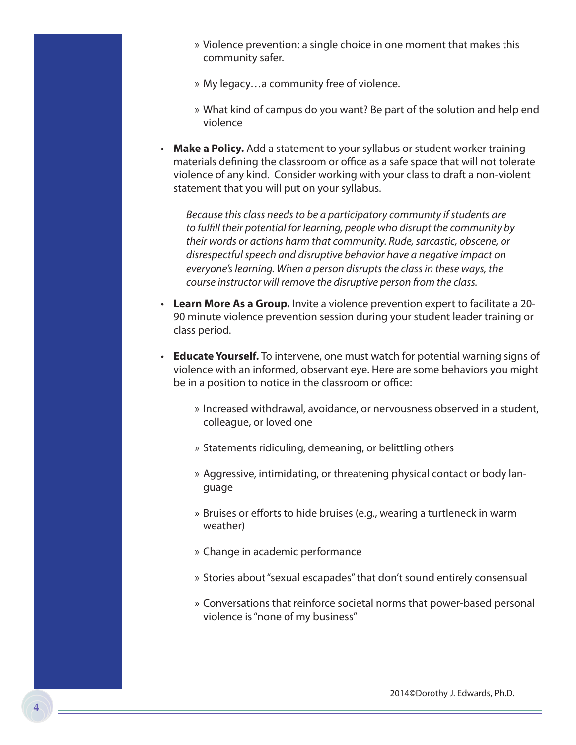- Violence prevention: a single choice in one moment that makes this community safer.
- My legacy…a community free of violence.
- What kind of campus do you want? Be part of the solution and help end violence

- **Make a Policy.** Add a statement to your syllabus or student worker training materials defining the classroom or office as a safe space that will not tolerate violence of any kind. Consider working with your class to draft a non-violent statement that you will put on your syllabus.

  *Because this class needs to be a participatory community if students are to fulfill their potential for learning, people who disrupt the community by their words or actions harm that community. Rude, sarcastic, obscene, or disrespectful speech and disruptive behavior have a negative impact on everyone's learning. When a person disrupts the class in these ways, the course instructor will remove the disruptive person from the class.*

- **Learn More As a Group.** Invite a violence prevention expert to facilitate a 20-90 minute violence prevention session during your student leader training or class period.

- **Educate Yourself.** To intervene, one must watch for potential warning signs of violence with an informed, observant eye. Here are some behaviors you might be in a position to notice in the classroom or office:
  - Increased withdrawal, avoidance, or nervousness observed in a student, colleague, or loved one
  - Statements ridiculing, demeaning, or belittling others
  - Aggressive, intimidating, or threatening physical contact or body language
  - Bruises or efforts to hide bruises (e.g., wearing a turtleneck in warm weather)
  - Change in academic performance
  - Stories about "sexual escapades" that don't sound entirely consensual
  - Conversations that reinforce societal norms that power-based personal violence is "none of my business"

2014©Dorothy J. Edwards, Ph.D.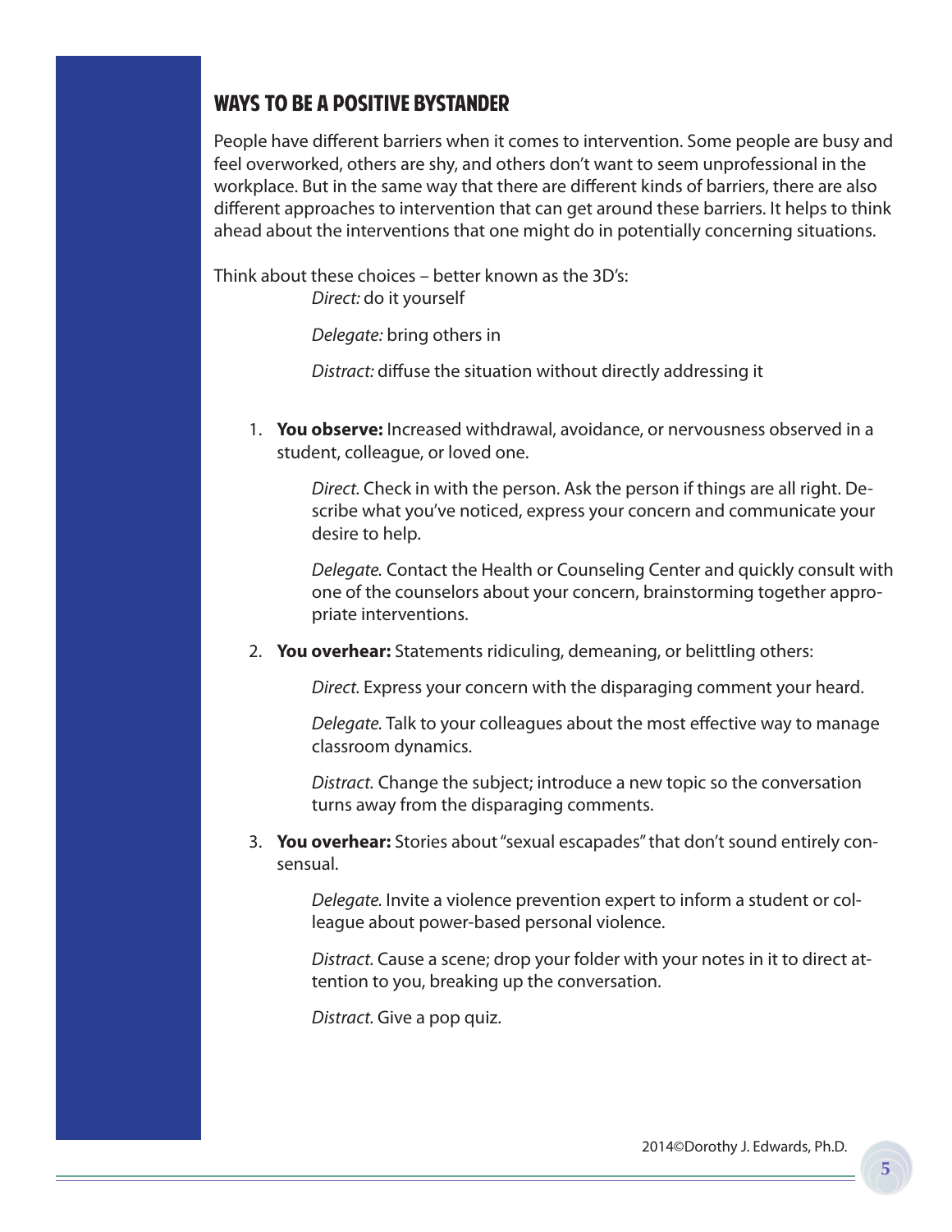## WAYS TO BE A POSITIVE BYSTANDER

People have different barriers when it comes to intervention. Some people are busy and feel overworked, others are shy, and others don't want to seem unprofessional in the workplace. But in the same way that there are different kinds of barriers, there are also different approaches to intervention that can get around these barriers. It helps to think ahead about the interventions that one might do in potentially concerning situations.

Think about these choices – better known as the 3D's:

*Direct:* do it yourself

*Delegate:* bring others in

*Distract:* diffuse the situation without directly addressing it

1. **You observe:** Increased withdrawal, avoidance, or nervousness observed in a student, colleague, or loved one.

   *Direct.* Check in with the person. Ask the person if things are all right. Describe what you've noticed, express your concern and communicate your desire to help.

   *Delegate.* Contact the Health or Counseling Center and quickly consult with one of the counselors about your concern, brainstorming together appropriate interventions.

2. **You overhear:** Statements ridiculing, demeaning, or belittling others:

   *Direct.* Express your concern with the disparaging comment your heard.

   *Delegate.* Talk to your colleagues about the most effective way to manage classroom dynamics.

   *Distract.* Change the subject; introduce a new topic so the conversation turns away from the disparaging comments.

3. **You overhear:** Stories about "sexual escapades" that don't sound entirely consensual.

   *Delegate.* Invite a violence prevention expert to inform a student or colleague about power-based personal violence.

   *Distract.* Cause a scene; drop your folder with your notes in it to direct attention to you, breaking up the conversation.

   *Distract.* Give a pop quiz.

2014©Dorothy J. Edwards, Ph.D.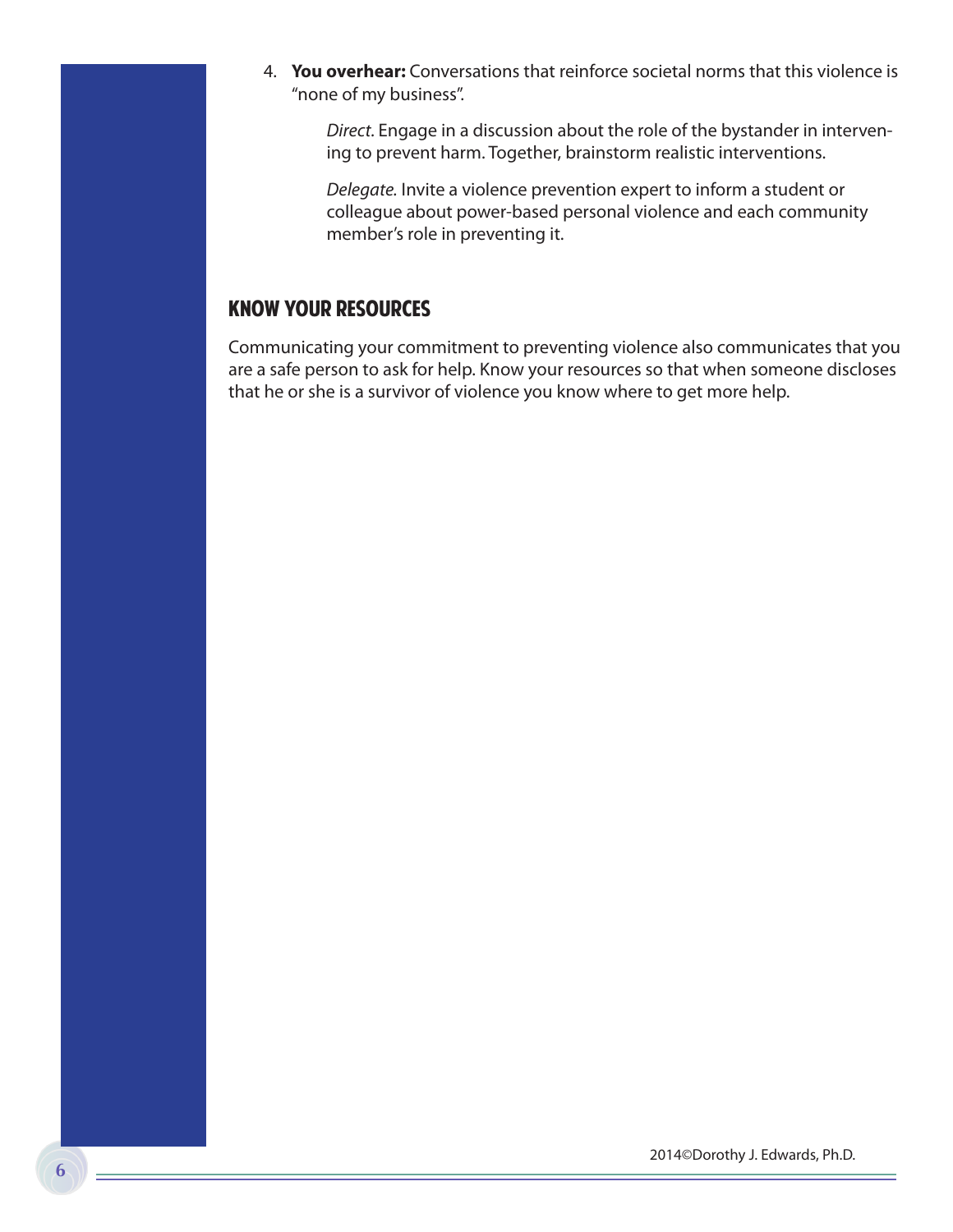4. **You overhear:** Conversations that reinforce societal norms that this violence is "none of my business".

   *Direct*. Engage in a discussion about the role of the bystander in intervening to prevent harm. Together, brainstorm realistic interventions.

   *Delegate*. Invite a violence prevention expert to inform a student or colleague about power-based personal violence and each community member's role in preventing it.

## KNOW YOUR RESOURCES

Communicating your commitment to preventing violence also communicates that you are a safe person to ask for help. Know your resources so that when someone discloses that he or she is a survivor of violence you know where to get more help.

2014©Dorothy J. Edwards, Ph.D.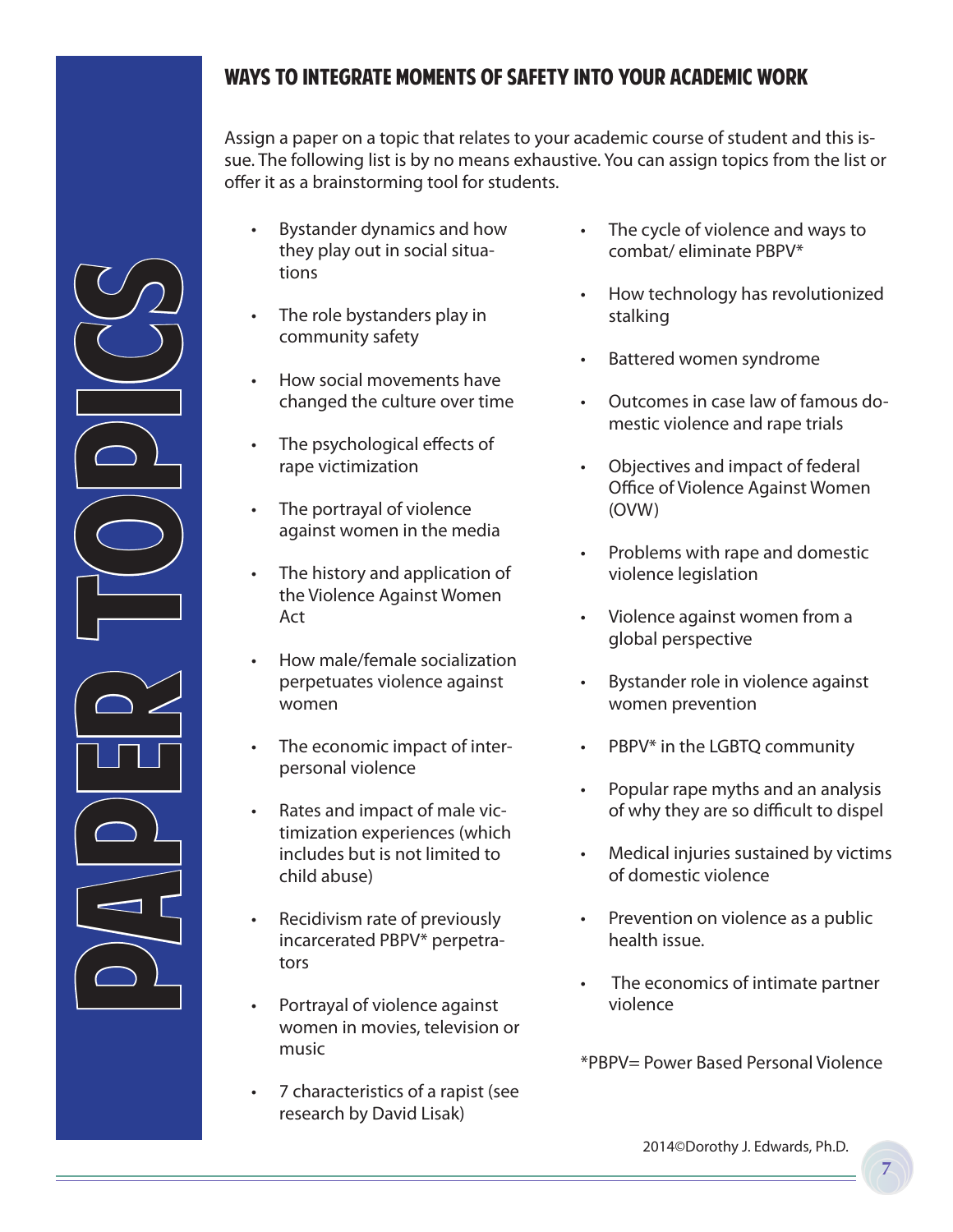# PAPER TOPICS

## WAYS TO INTEGRATE MOMENTS OF SAFETY INTO YOUR ACADEMIC WORK

Assign a paper on a topic that relates to your academic course of student and this issue. The following list is by no means exhaustive. You can assign topics from the list or offer it as a brainstorming tool for students.

- Bystander dynamics and how they play out in social situations
- The role bystanders play in community safety
- How social movements have changed the culture over time
- The psychological effects of rape victimization
- The portrayal of violence against women in the media
- The history and application of the Violence Against Women Act
- How male/female socialization perpetuates violence against women
- The economic impact of interpersonal violence
- Rates and impact of male victimization experiences (which includes but is not limited to child abuse)
- Recidivism rate of previously incarcerated PBPV* perpetrators
- Portrayal of violence against women in movies, television or music
- 7 characteristics of a rapist (see research by David Lisak)
- The cycle of violence and ways to combat/ eliminate PBPV*
- How technology has revolutionized stalking
- Battered women syndrome
- Outcomes in case law of famous domestic violence and rape trials
- Objectives and impact of federal Office of Violence Against Women (OVW)
- Problems with rape and domestic violence legislation
- Violence against women from a global perspective
- Bystander role in violence against women prevention
- PBPV* in the LGBTQ community
- Popular rape myths and an analysis of why they are so difficult to dispel
- Medical injuries sustained by victims of domestic violence
- Prevention on violence as a public health issue.
- The economics of intimate partner violence

*PBPV= Power Based Personal Violence

2014©Dorothy J. Edwards, Ph.D.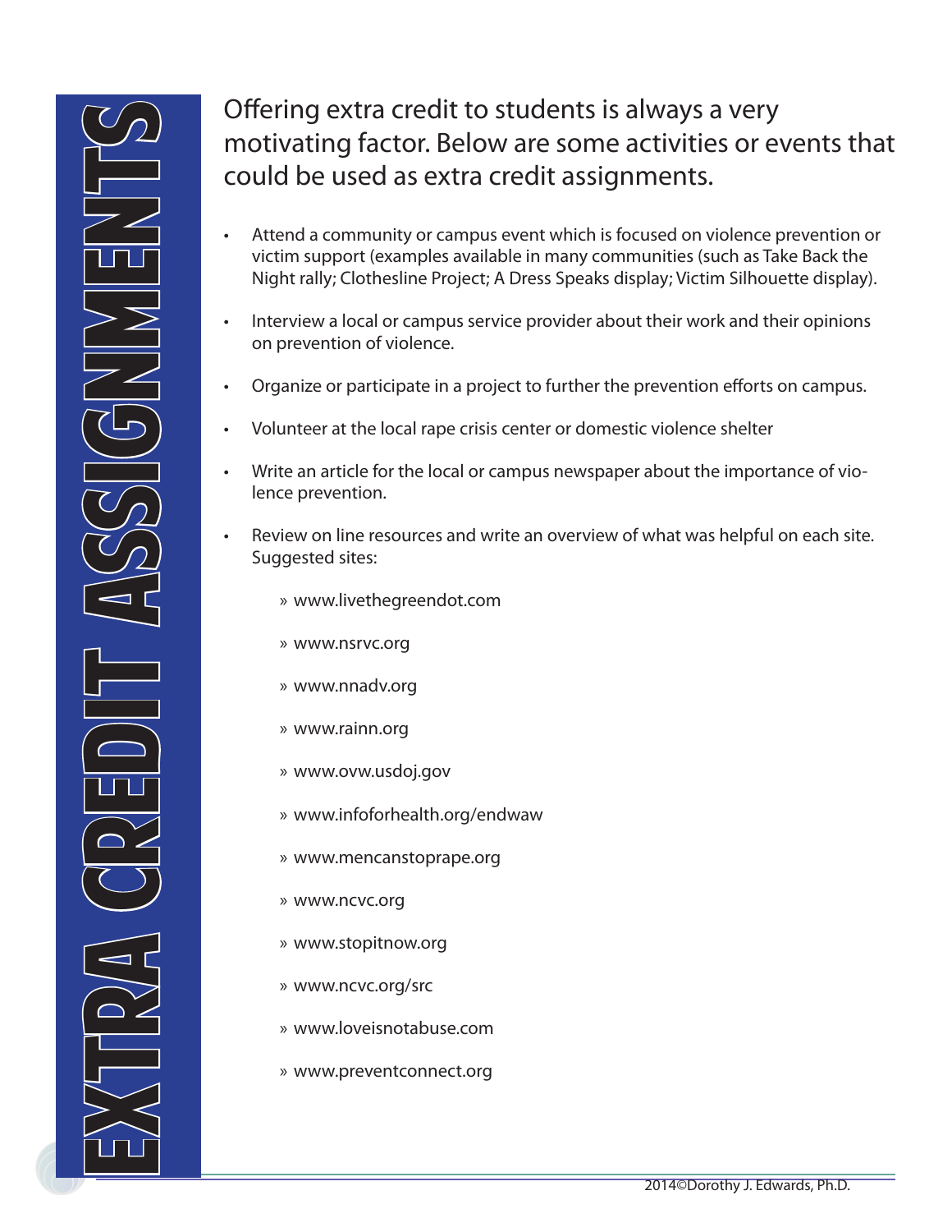# EXTRA CREDIT ASSIGNMENTS

Offering extra credit to students is always a very motivating factor. Below are some activities or events that could be used as extra credit assignments.

- Attend a community or campus event which is focused on violence prevention or victim support (examples available in many communities (such as Take Back the Night rally; Clothesline Project; A Dress Speaks display; Victim Silhouette display).
- Interview a local or campus service provider about their work and their opinions on prevention of violence.
- Organize or participate in a project to further the prevention efforts on campus.
- Volunteer at the local rape crisis center or domestic violence shelter
- Write an article for the local or campus newspaper about the importance of violence prevention.
- Review on line resources and write an overview of what was helpful on each site. Suggested sites:
  - www.livethegreendot.com
  - www.nsrvc.org
  - www.nnadv.org
  - www.rainn.org
  - www.ovw.usdoj.gov
  - www.infoforhealth.org/endwaw
  - www.mencanstoprape.org
  - www.ncvc.org
  - www.stopitnow.org
  - www.ncvc.org/src
  - www.loveisnotabuse.com
  - www.preventconnect.org

2014©Dorothy J. Edwards, Ph.D.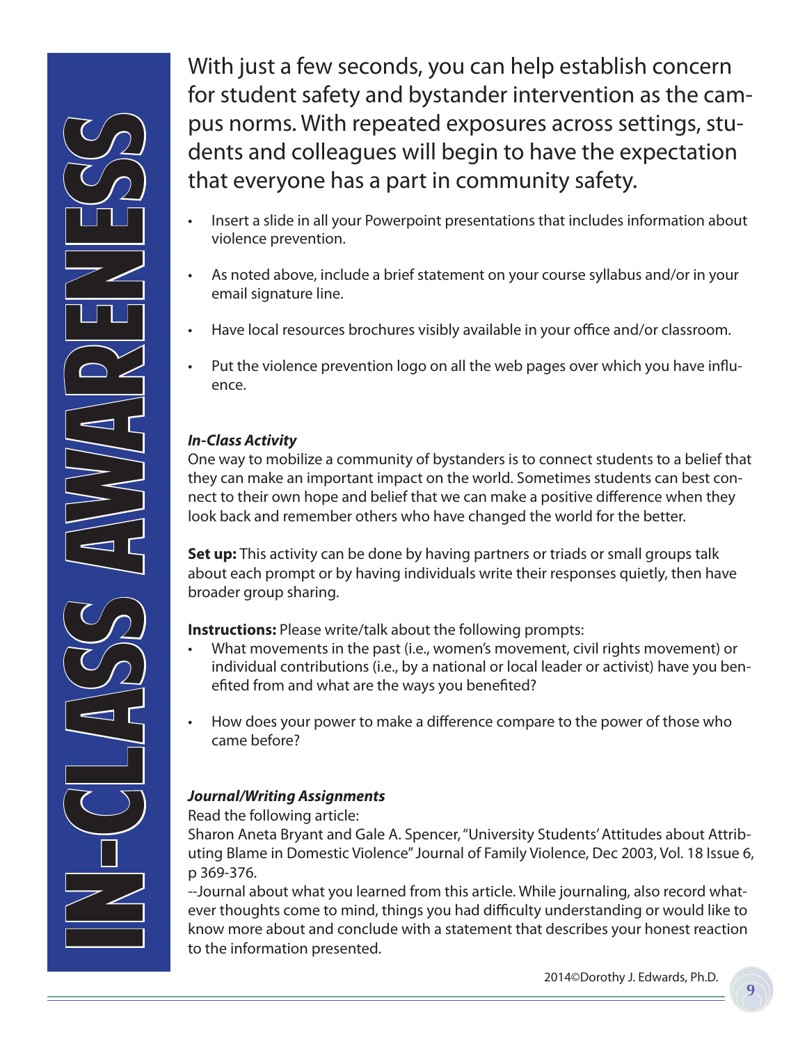# IN-CLASS AWARENESS

With just a few seconds, you can help establish concern for student safety and bystander intervention as the campus norms. With repeated exposures across settings, students and colleagues will begin to have the expectation that everyone has a part in community safety.

- Insert a slide in all your Powerpoint presentations that includes information about violence prevention.
- As noted above, include a brief statement on your course syllabus and/or in your email signature line.
- Have local resources brochures visibly available in your office and/or classroom.
- Put the violence prevention logo on all the web pages over which you have influence.

***In-Class Activity***

One way to mobilize a community of bystanders is to connect students to a belief that they can make an important impact on the world. Sometimes students can best connect to their own hope and belief that we can make a positive difference when they look back and remember others who have changed the world for the better.

**Set up:** This activity can be done by having partners or triads or small groups talk about each prompt or by having individuals write their responses quietly, then have broader group sharing.

**Instructions:** Please write/talk about the following prompts:

- What movements in the past (i.e., women's movement, civil rights movement) or individual contributions (i.e., by a national or local leader or activist) have you benefited from and what are the ways you benefited?
- How does your power to make a difference compare to the power of those who came before?

***Journal/Writing Assignments***

Read the following article:

Sharon Aneta Bryant and Gale A. Spencer, "University Students' Attitudes about Attributing Blame in Domestic Violence" Journal of Family Violence, Dec 2003, Vol. 18 Issue 6, p 369-376.

--Journal about what you learned from this article. While journaling, also record whatever thoughts come to mind, things you had difficulty understanding or would like to know more about and conclude with a statement that describes your honest reaction to the information presented.

2014©Dorothy J. Edwards, Ph.D.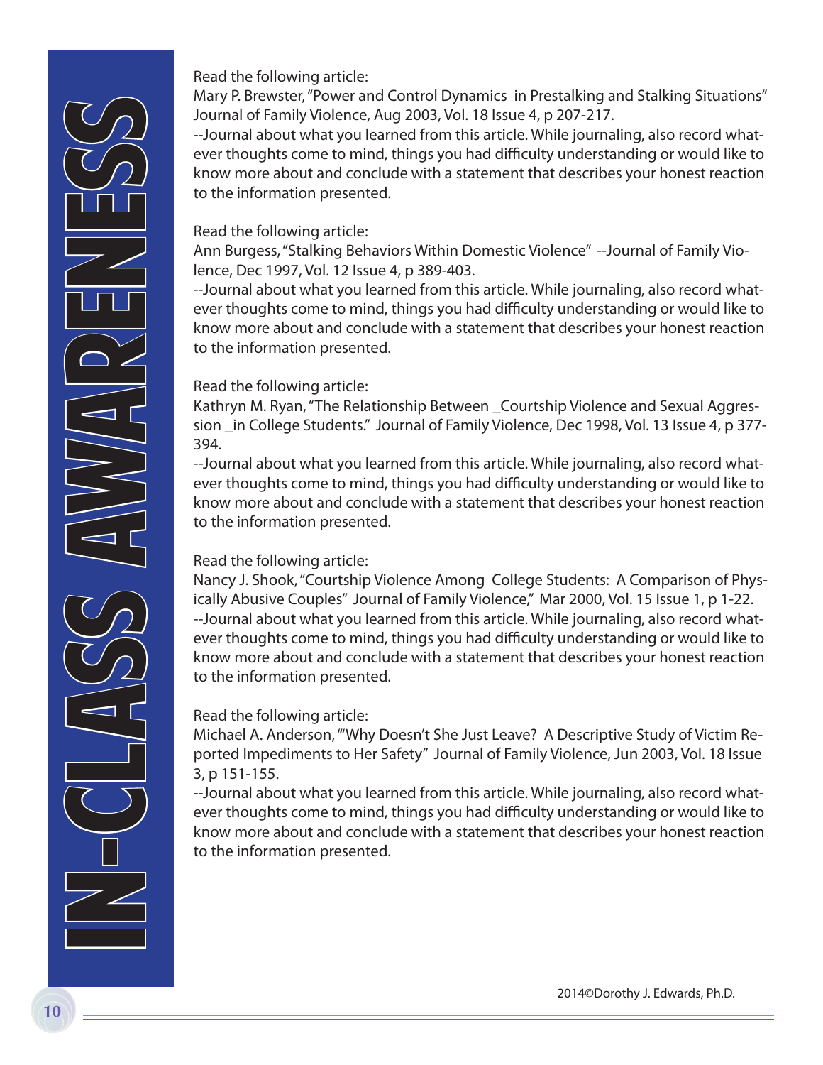# IN-CLASS AWARENESS

Read the following article:
Mary P. Brewster, "Power and Control Dynamics in Prestalking and Stalking Situations" Journal of Family Violence, Aug 2003, Vol. 18 Issue 4, p 207-217.
--Journal about what you learned from this article. While journaling, also record whatever thoughts come to mind, things you had difficulty understanding or would like to know more about and conclude with a statement that describes your honest reaction to the information presented.

Read the following article:
Ann Burgess, "Stalking Behaviors Within Domestic Violence" --Journal of Family Violence, Dec 1997, Vol. 12 Issue 4, p 389-403.
--Journal about what you learned from this article. While journaling, also record whatever thoughts come to mind, things you had difficulty understanding or would like to know more about and conclude with a statement that describes your honest reaction to the information presented.

Read the following article:
Kathryn M. Ryan, "The Relationship Between _Courtship Violence and Sexual Aggression _in College Students." Journal of Family Violence, Dec 1998, Vol. 13 Issue 4, p 377-394.
--Journal about what you learned from this article. While journaling, also record whatever thoughts come to mind, things you had difficulty understanding or would like to know more about and conclude with a statement that describes your honest reaction to the information presented.

Read the following article:
Nancy J. Shook, "Courtship Violence Among College Students: A Comparison of Physically Abusive Couples" Journal of Family Violence," Mar 2000, Vol. 15 Issue 1, p 1-22.
--Journal about what you learned from this article. While journaling, also record whatever thoughts come to mind, things you had difficulty understanding or would like to know more about and conclude with a statement that describes your honest reaction to the information presented.

Read the following article:
Michael A. Anderson, "'Why Doesn't She Just Leave? A Descriptive Study of Victim Reported Impediments to Her Safety" Journal of Family Violence, Jun 2003, Vol. 18 Issue 3, p 151-155.
--Journal about what you learned from this article. While journaling, also record whatever thoughts come to mind, things you had difficulty understanding or would like to know more about and conclude with a statement that describes your honest reaction to the information presented.

2014©Dorothy J. Edwards, Ph.D.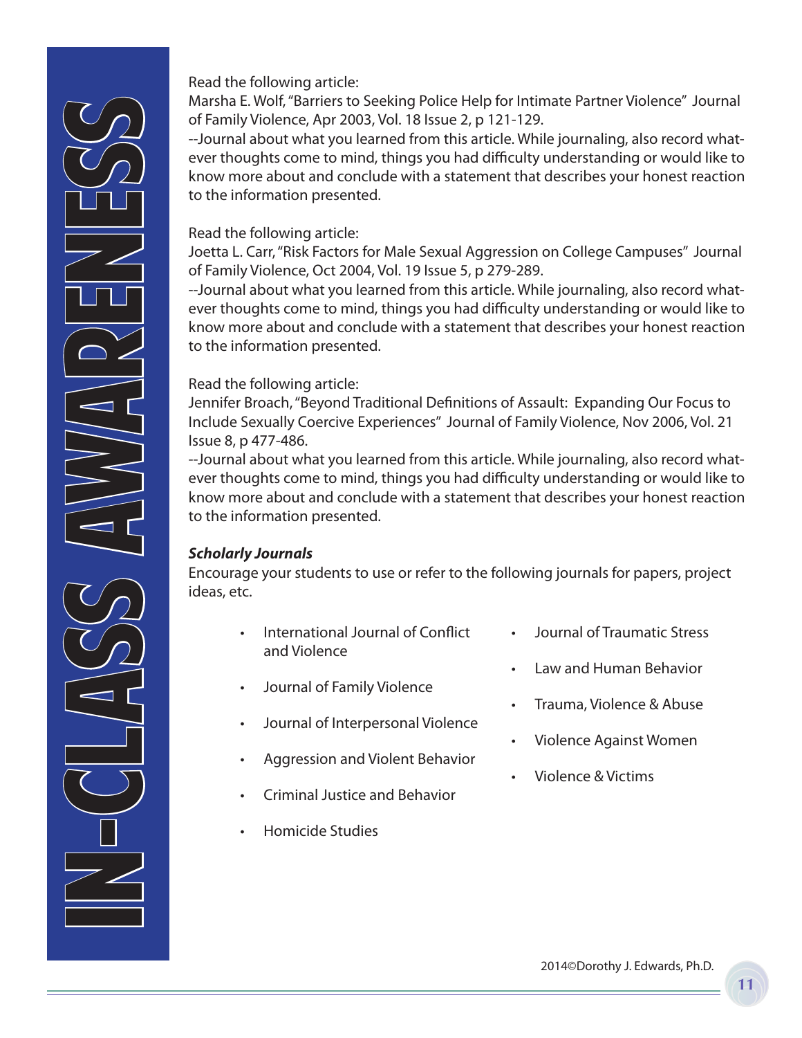# IN-CLASS AWARENESS

Read the following article:
Marsha E. Wolf, "Barriers to Seeking Police Help for Intimate Partner Violence" Journal of Family Violence, Apr 2003, Vol. 18 Issue 2, p 121-129.
--Journal about what you learned from this article. While journaling, also record whatever thoughts come to mind, things you had difficulty understanding or would like to know more about and conclude with a statement that describes your honest reaction to the information presented.

Read the following article:
Joetta L. Carr, "Risk Factors for Male Sexual Aggression on College Campuses" Journal of Family Violence, Oct 2004, Vol. 19 Issue 5, p 279-289.
--Journal about what you learned from this article. While journaling, also record whatever thoughts come to mind, things you had difficulty understanding or would like to know more about and conclude with a statement that describes your honest reaction to the information presented.

Read the following article:
Jennifer Broach, "Beyond Traditional Definitions of Assault: Expanding Our Focus to Include Sexually Coercive Experiences" Journal of Family Violence, Nov 2006, Vol. 21 Issue 8, p 477-486.
--Journal about what you learned from this article. While journaling, also record whatever thoughts come to mind, things you had difficulty understanding or would like to know more about and conclude with a statement that describes your honest reaction to the information presented.

***Scholarly Journals***

Encourage your students to use or refer to the following journals for papers, project ideas, etc.

- International Journal of Conflict and Violence
- Journal of Family Violence
- Journal of Interpersonal Violence
- Aggression and Violent Behavior
- Criminal Justice and Behavior
- Homicide Studies
- Journal of Traumatic Stress
- Law and Human Behavior
- Trauma, Violence & Abuse
- Violence Against Women
- Violence & Victims

2014©Dorothy J. Edwards, Ph.D.